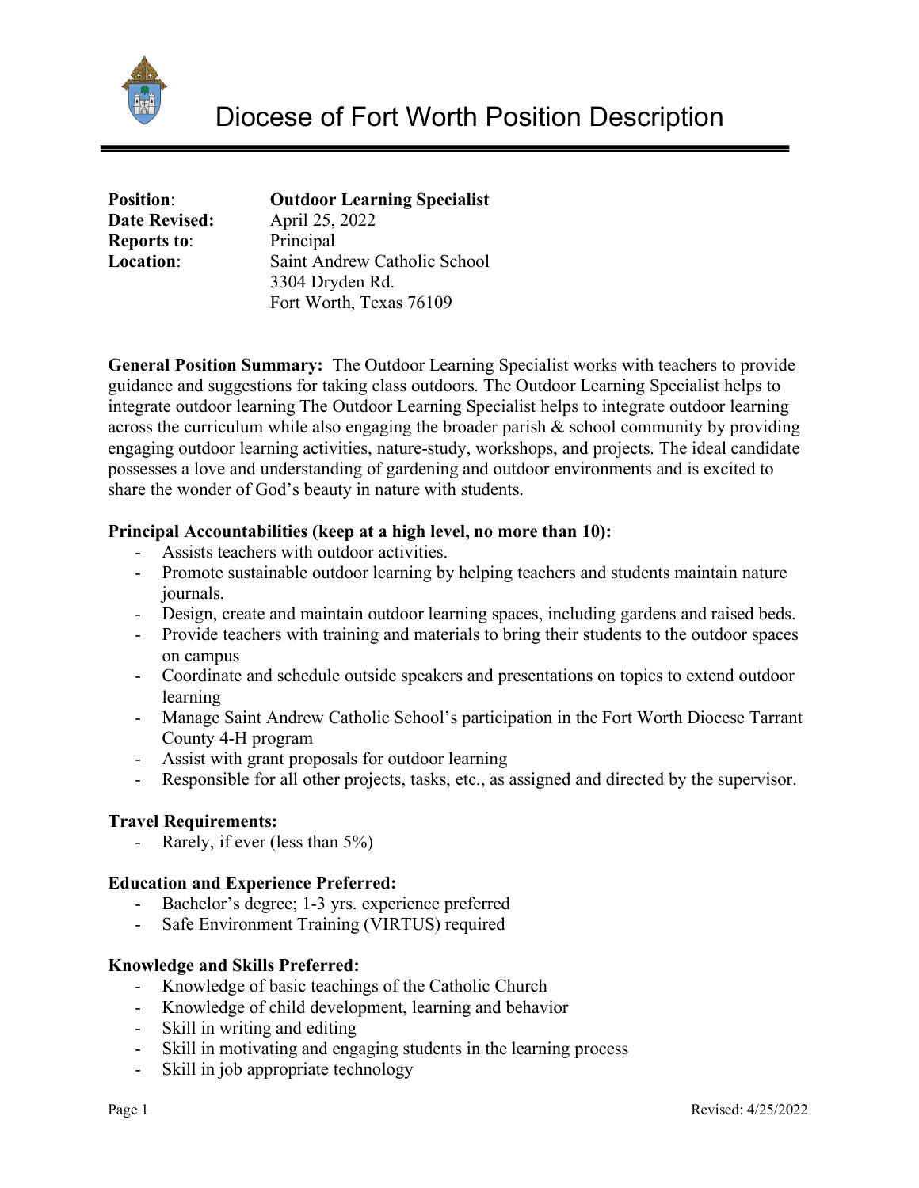# Diocese of Fort Worth Position Description

**Position**: **Outdoor Learning Specialist**
**Date Revised:** April 25, 2022
**Reports to**: Principal
**Location**: Saint Andrew Catholic School
3304 Dryden Rd.
Fort Worth, Texas 76109

**General Position Summary:** The Outdoor Learning Specialist works with teachers to provide guidance and suggestions for taking class outdoors. The Outdoor Learning Specialist helps to integrate outdoor learning The Outdoor Learning Specialist helps to integrate outdoor learning across the curriculum while also engaging the broader parish & school community by providing engaging outdoor learning activities, nature-study, workshops, and projects. The ideal candidate possesses a love and understanding of gardening and outdoor environments and is excited to share the wonder of God's beauty in nature with students.

**Principal Accountabilities (keep at a high level, no more than 10):**

- Assists teachers with outdoor activities.
- Promote sustainable outdoor learning by helping teachers and students maintain nature journals.
- Design, create and maintain outdoor learning spaces, including gardens and raised beds.
- Provide teachers with training and materials to bring their students to the outdoor spaces on campus
- Coordinate and schedule outside speakers and presentations on topics to extend outdoor learning
- Manage Saint Andrew Catholic School's participation in the Fort Worth Diocese Tarrant County 4-H program
- Assist with grant proposals for outdoor learning
- Responsible for all other projects, tasks, etc., as assigned and directed by the supervisor.

**Travel Requirements:**

- Rarely, if ever (less than 5%)

**Education and Experience Preferred:**

- Bachelor's degree; 1-3 yrs. experience preferred
- Safe Environment Training (VIRTUS) required

**Knowledge and Skills Preferred:**

- Knowledge of basic teachings of the Catholic Church
- Knowledge of child development, learning and behavior
- Skill in writing and editing
- Skill in motivating and engaging students in the learning process
- Skill in job appropriate technology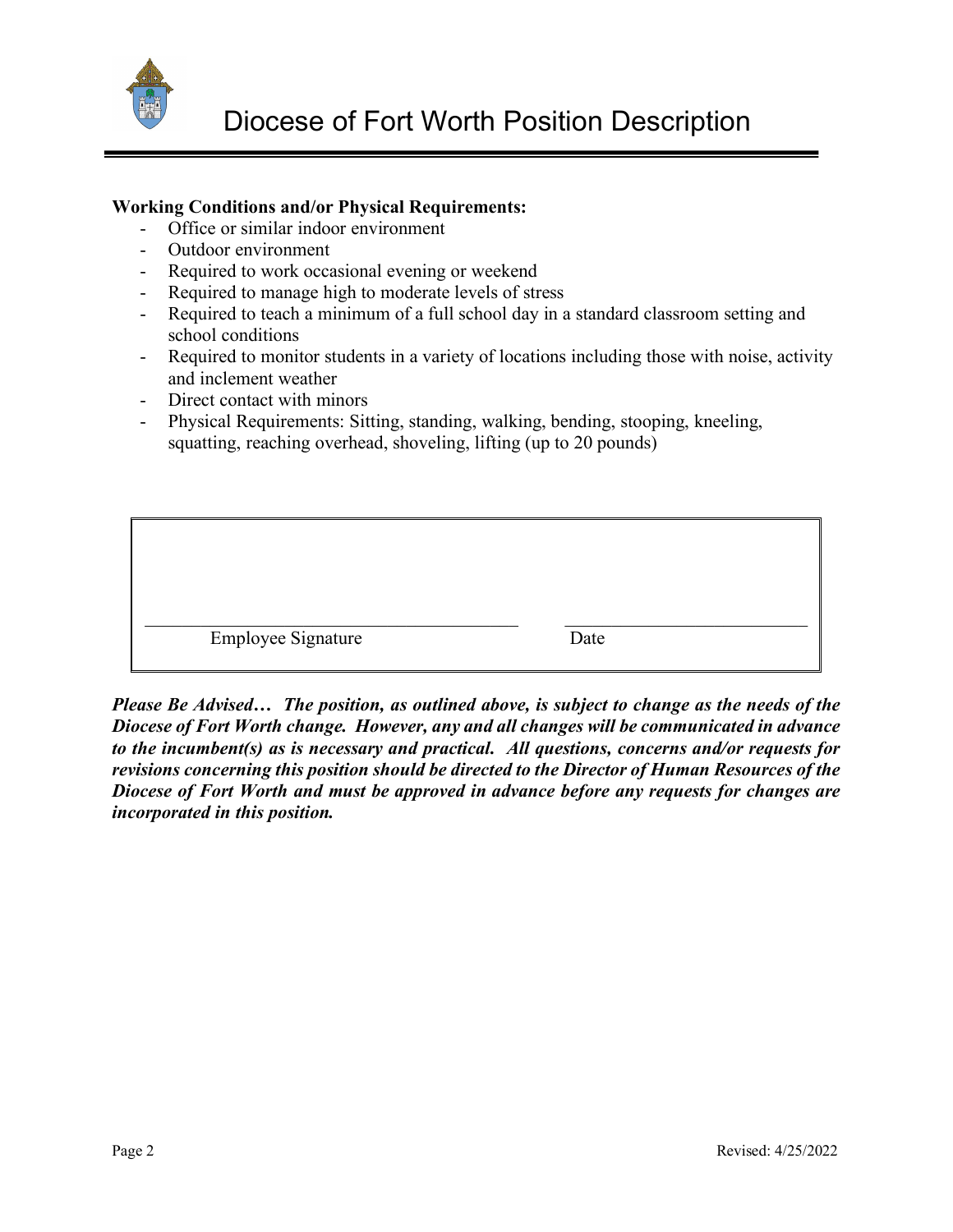# Diocese of Fort Worth Position Description

**Working Conditions and/or Physical Requirements:**

- Office or similar indoor environment
- Outdoor environment
- Required to work occasional evening or weekend
- Required to manage high to moderate levels of stress
- Required to teach a minimum of a full school day in a standard classroom setting and school conditions
- Required to monitor students in a variety of locations including those with noise, activity and inclement weather
- Direct contact with minors
- Physical Requirements: Sitting, standing, walking, bending, stooping, kneeling, squatting, reaching overhead, shoveling, lifting (up to 20 pounds)

| | |
|---|---|
| ______________________________ | ____________________ |
| Employee Signature | Date |

***Please Be Advised… The position, as outlined above, is subject to change as the needs of the Diocese of Fort Worth change. However, any and all changes will be communicated in advance to the incumbent(s) as is necessary and practical. All questions, concerns and/or requests for revisions concerning this position should be directed to the Director of Human Resources of the Diocese of Fort Worth and must be approved in advance before any requests for changes are incorporated in this position.***

Revised: 4/25/2022